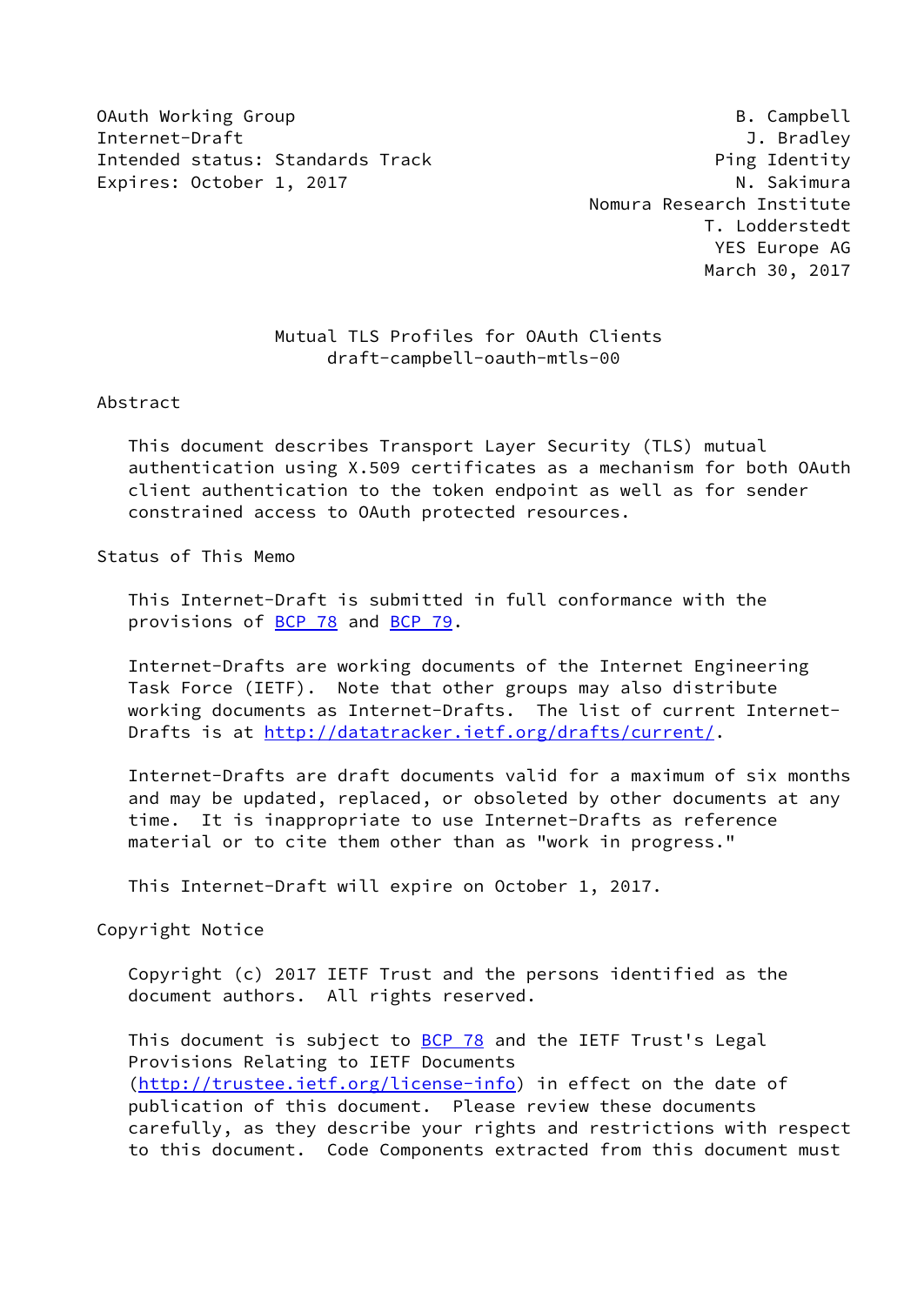OAuth Working Group B. Campbell
Internet-Draft J. Bradley
Intended status: Standards Track Ping Identity
Expires: October 1, 2017 N. Sakimura
Nomura Research Institute
T. Lodderstedt
YES Europe AG
March 30, 2017

# Mutual TLS Profiles for OAuth Clients
draft-campbell-oauth-mtls-00

## Abstract

This document describes Transport Layer Security (TLS) mutual authentication using X.509 certificates as a mechanism for both OAuth client authentication to the token endpoint as well as for sender constrained access to OAuth protected resources.

## Status of This Memo

This Internet-Draft is submitted in full conformance with the provisions of BCP 78 and BCP 79.

Internet-Drafts are working documents of the Internet Engineering Task Force (IETF). Note that other groups may also distribute working documents as Internet-Drafts. The list of current Internet-Drafts is at http://datatracker.ietf.org/drafts/current/.

Internet-Drafts are draft documents valid for a maximum of six months and may be updated, replaced, or obsoleted by other documents at any time. It is inappropriate to use Internet-Drafts as reference material or to cite them other than as "work in progress."

This Internet-Draft will expire on October 1, 2017.

## Copyright Notice

Copyright (c) 2017 IETF Trust and the persons identified as the document authors. All rights reserved.

This document is subject to BCP 78 and the IETF Trust's Legal Provisions Relating to IETF Documents (http://trustee.ietf.org/license-info) in effect on the date of publication of this document. Please review these documents carefully, as they describe your rights and restrictions with respect to this document. Code Components extracted from this document must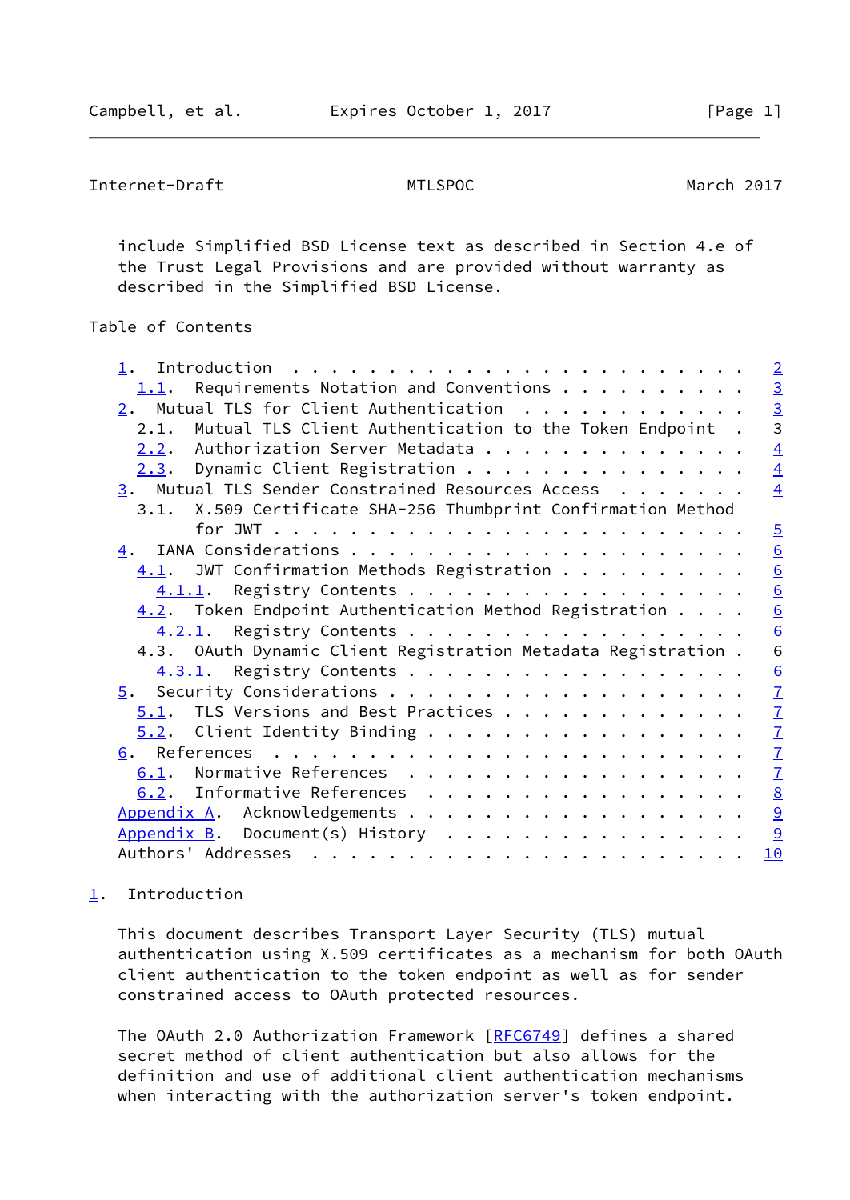include Simplified BSD License text as described in Section 4.e of the Trust Legal Provisions and are provided without warranty as described in the Simplified BSD License.

## Table of Contents

```
   1.  Introduction  . . . . . . . . . . . . . . . . . . . . . . . .   2
     1.1.  Requirements Notation and Conventions . . . . . . . . . .   3
   2.  Mutual TLS for Client Authentication  . . . . . . . . . . . .   3
     2.1.  Mutual TLS Client Authentication to the Token Endpoint  .   3
     2.2.  Authorization Server Metadata . . . . . . . . . . . . . .   4
     2.3.  Dynamic Client Registration . . . . . . . . . . . . . . .   4
   3.  Mutual TLS Sender Constrained Resources Access  . . . . . . .   4
     3.1.  X.509 Certificate SHA-256 Thumbprint Confirmation Method
           for JWT . . . . . . . . . . . . . . . . . . . . . . . . .   5
   4.  IANA Considerations . . . . . . . . . . . . . . . . . . . . .   6
     4.1.  JWT Confirmation Methods Registration . . . . . . . . . .   6
       4.1.1.  Registry Contents . . . . . . . . . . . . . . . . . .   6
     4.2.  Token Endpoint Authentication Method Registration . . . .   6
       4.2.1.  Registry Contents . . . . . . . . . . . . . . . . . .   6
     4.3.  OAuth Dynamic Client Registration Metadata Registration .   6
       4.3.1.  Registry Contents . . . . . . . . . . . . . . . . . .   6
   5.  Security Considerations . . . . . . . . . . . . . . . . . . .   7
     5.1.  TLS Versions and Best Practices . . . . . . . . . . . . .   7
     5.2.  Client Identity Binding . . . . . . . . . . . . . . . . .   7
   6.  References  . . . . . . . . . . . . . . . . . . . . . . . . .   7
     6.1.  Normative References  . . . . . . . . . . . . . . . . . .   7
     6.2.  Informative References  . . . . . . . . . . . . . . . . .   8
   Appendix A.  Acknowledgements . . . . . . . . . . . . . . . . . .   9
   Appendix B.  Document(s) History  . . . . . . . . . . . . . . . .   9
   Authors' Addresses  . . . . . . . . . . . . . . . . . . . . . . .  10
```

## 1. Introduction

This document describes Transport Layer Security (TLS) mutual authentication using X.509 certificates as a mechanism for both OAuth client authentication to the token endpoint as well as for sender constrained access to OAuth protected resources.

The OAuth 2.0 Authorization Framework [RFC6749] defines a shared secret method of client authentication but also allows for the definition and use of additional client authentication mechanisms when interacting with the authorization server's token endpoint.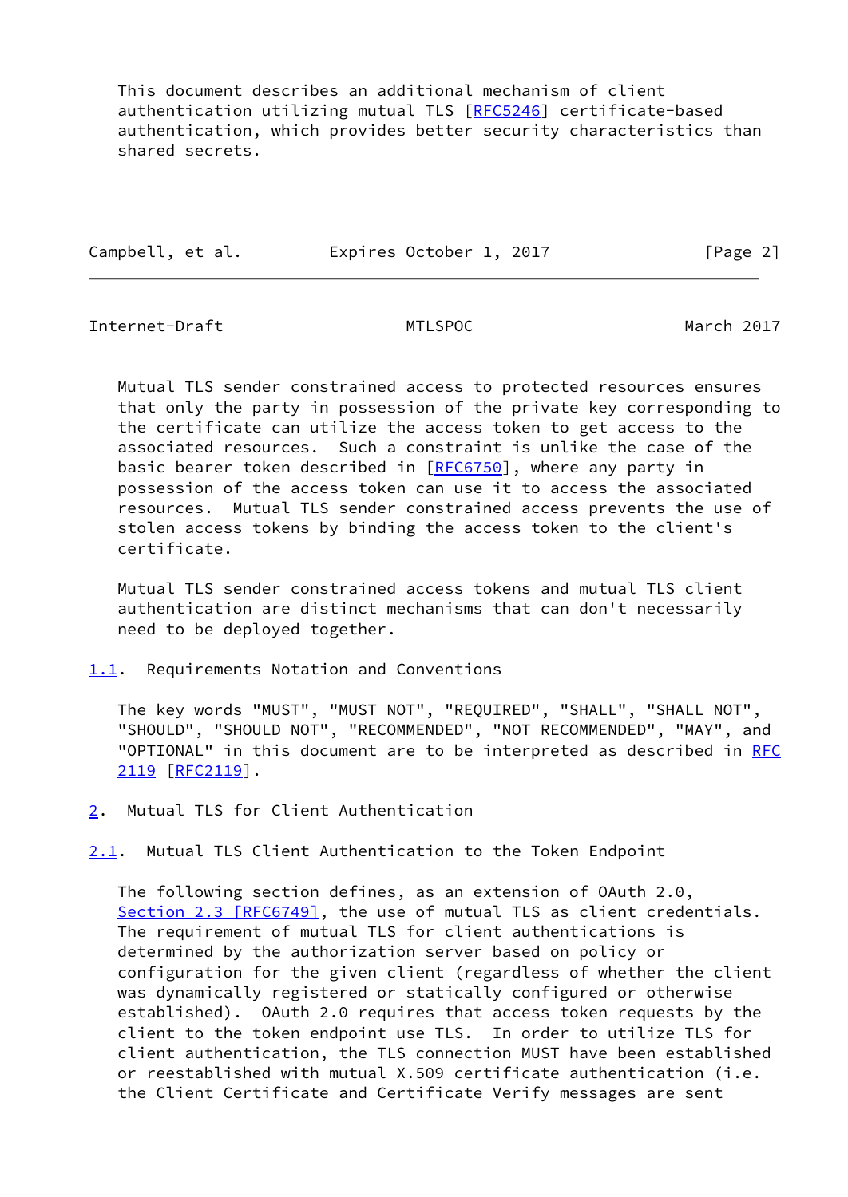This document describes an additional mechanism of client authentication utilizing mutual TLS [RFC5246] certificate-based authentication, which provides better security characteristics than shared secrets.

Mutual TLS sender constrained access to protected resources ensures that only the party in possession of the private key corresponding to the certificate can utilize the access token to get access to the associated resources. Such a constraint is unlike the case of the basic bearer token described in [RFC6750], where any party in possession of the access token can use it to access the associated resources. Mutual TLS sender constrained access prevents the use of stolen access tokens by binding the access token to the client's certificate.

Mutual TLS sender constrained access tokens and mutual TLS client authentication are distinct mechanisms that can don't necessarily need to be deployed together.

### 1.1. Requirements Notation and Conventions

The key words "MUST", "MUST NOT", "REQUIRED", "SHALL", "SHALL NOT", "SHOULD", "SHOULD NOT", "RECOMMENDED", "NOT RECOMMENDED", "MAY", and "OPTIONAL" in this document are to be interpreted as described in RFC 2119 [RFC2119].

## 2. Mutual TLS for Client Authentication

### 2.1. Mutual TLS Client Authentication to the Token Endpoint

The following section defines, as an extension of OAuth 2.0, Section 2.3 [RFC6749], the use of mutual TLS as client credentials. The requirement of mutual TLS for client authentications is determined by the authorization server based on policy or configuration for the given client (regardless of whether the client was dynamically registered or statically configured or otherwise established). OAuth 2.0 requires that access token requests by the client to the token endpoint use TLS. In order to utilize TLS for client authentication, the TLS connection MUST have been established or reestablished with mutual X.509 certificate authentication (i.e. the Client Certificate and Certificate Verify messages are sent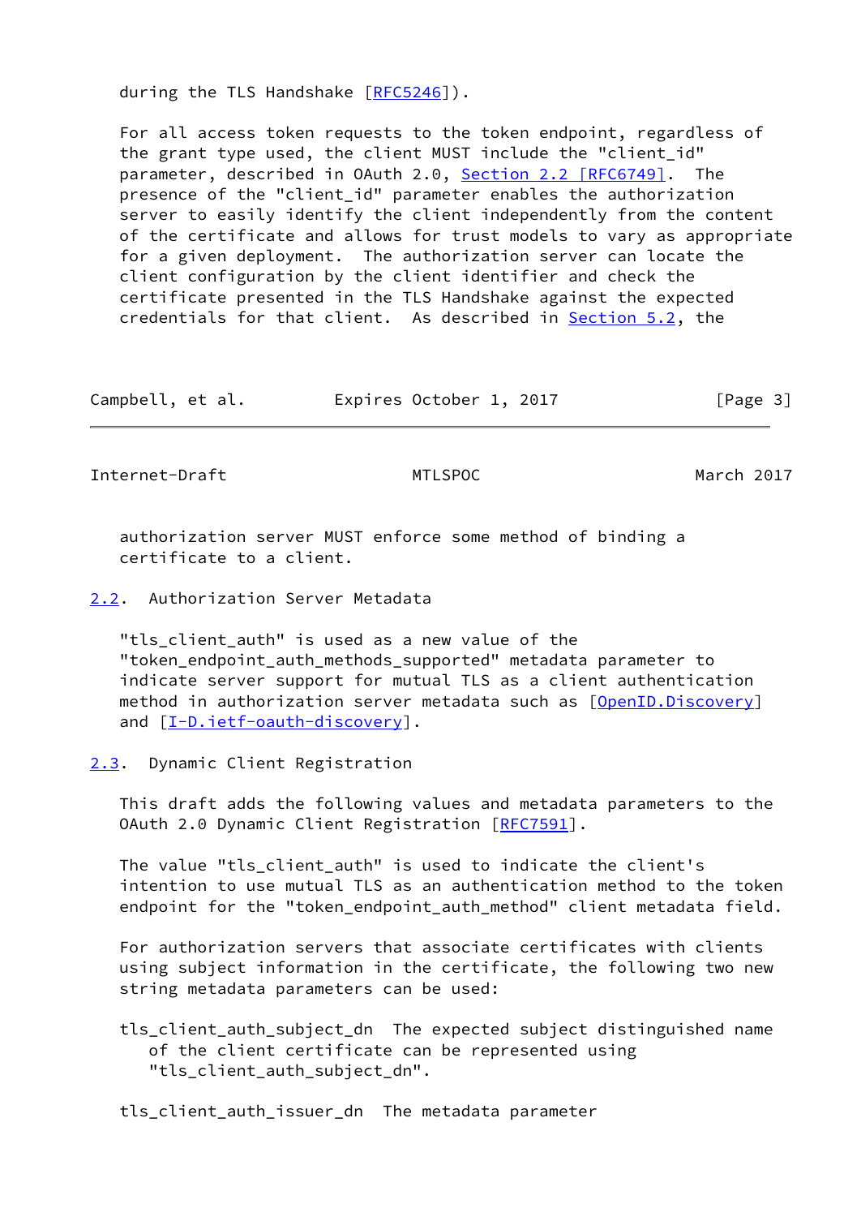during the TLS Handshake [RFC5246]).

For all access token requests to the token endpoint, regardless of the grant type used, the client MUST include the "client_id" parameter, described in OAuth 2.0, Section 2.2 [RFC6749]. The presence of the "client_id" parameter enables the authorization server to easily identify the client independently from the content of the certificate and allows for trust models to vary as appropriate for a given deployment. The authorization server can locate the client configuration by the client identifier and check the certificate presented in the TLS Handshake against the expected credentials for that client. As described in Section 5.2, the authorization server MUST enforce some method of binding a certificate to a client.

## 2.2. Authorization Server Metadata

"tls_client_auth" is used as a new value of the "token_endpoint_auth_methods_supported" metadata parameter to indicate server support for mutual TLS as a client authentication method in authorization server metadata such as [OpenID.Discovery] and [I-D.ietf-oauth-discovery].

## 2.3. Dynamic Client Registration

This draft adds the following values and metadata parameters to the OAuth 2.0 Dynamic Client Registration [RFC7591].

The value "tls_client_auth" is used to indicate the client's intention to use mutual TLS as an authentication method to the token endpoint for the "token_endpoint_auth_method" client metadata field.

For authorization servers that associate certificates with clients using subject information in the certificate, the following two new string metadata parameters can be used:

tls_client_auth_subject_dn The expected subject distinguished name of the client certificate can be represented using "tls_client_auth_subject_dn".

tls_client_auth_issuer_dn The metadata parameter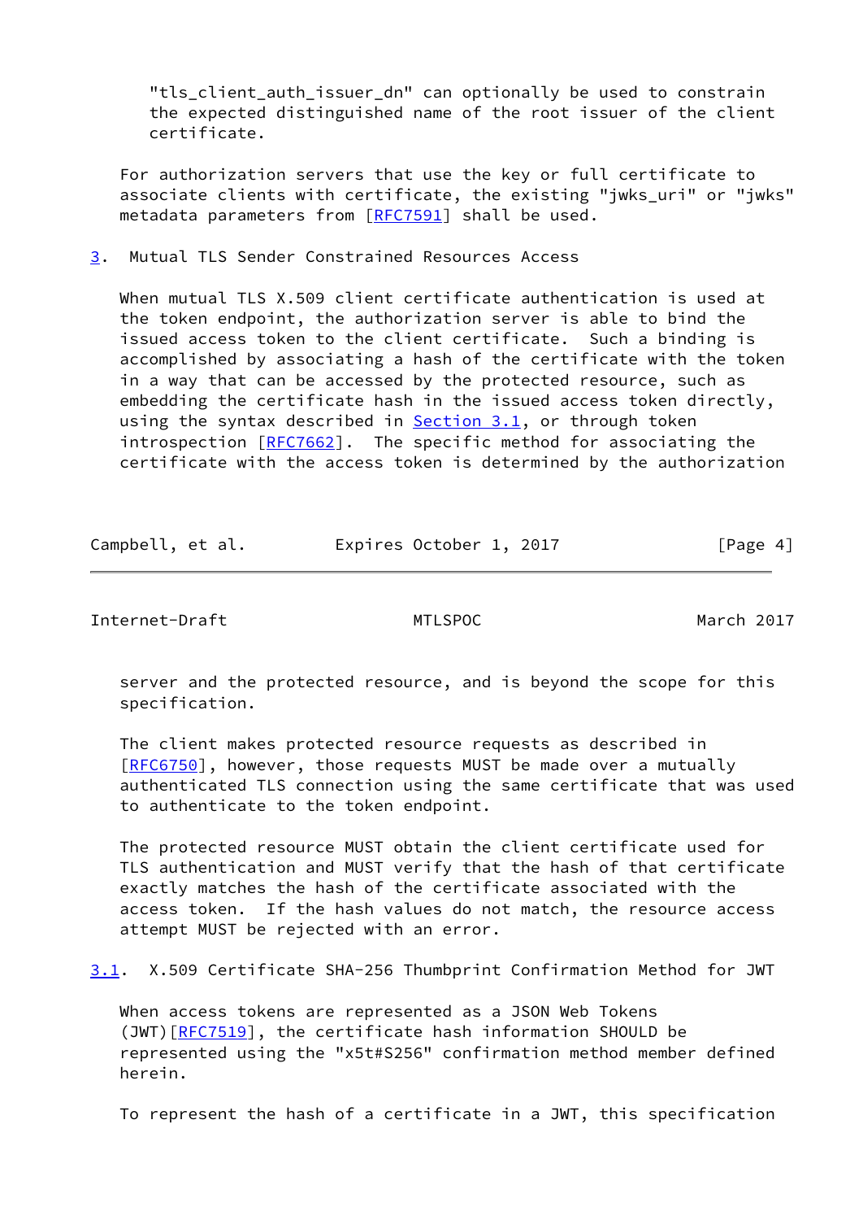"tls_client_auth_issuer_dn" can optionally be used to constrain the expected distinguished name of the root issuer of the client certificate.

For authorization servers that use the key or full certificate to associate clients with certificate, the existing "jwks_uri" or "jwks" metadata parameters from [RFC7591] shall be used.

## 3. Mutual TLS Sender Constrained Resources Access

When mutual TLS X.509 client certificate authentication is used at the token endpoint, the authorization server is able to bind the issued access token to the client certificate. Such a binding is accomplished by associating a hash of the certificate with the token in a way that can be accessed by the protected resource, such as embedding the certificate hash in the issued access token directly, using the syntax described in Section 3.1, or through token introspection [RFC7662]. The specific method for associating the certificate with the access token is determined by the authorization server and the protected resource, and is beyond the scope for this specification.

The client makes protected resource requests as described in [RFC6750], however, those requests MUST be made over a mutually authenticated TLS connection using the same certificate that was used to authenticate to the token endpoint.

The protected resource MUST obtain the client certificate used for TLS authentication and MUST verify that the hash of that certificate exactly matches the hash of the certificate associated with the access token. If the hash values do not match, the resource access attempt MUST be rejected with an error.

### 3.1. X.509 Certificate SHA-256 Thumbprint Confirmation Method for JWT

When access tokens are represented as a JSON Web Tokens (JWT)[RFC7519], the certificate hash information SHOULD be represented using the "x5t#S256" confirmation method member defined herein.

To represent the hash of a certificate in a JWT, this specification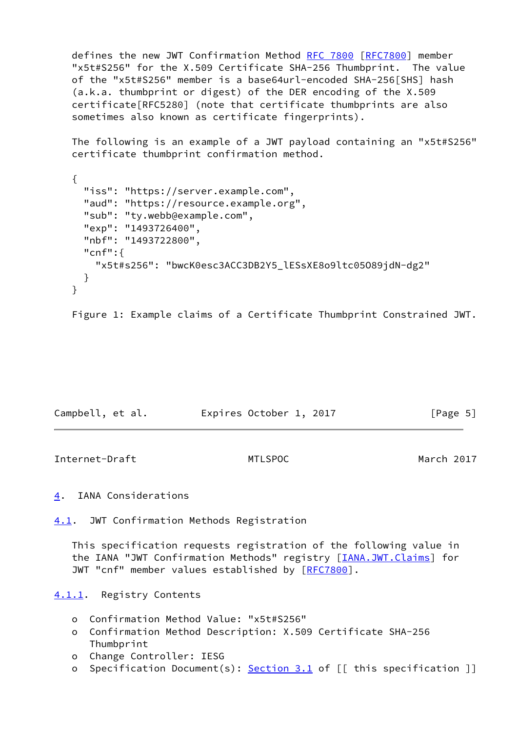defines the new JWT Confirmation Method RFC 7800 [RFC7800] member "x5t#S256" for the X.509 Certificate SHA-256 Thumbprint. The value of the "x5t#S256" member is a base64url-encoded SHA-256[SHS] hash (a.k.a. thumbprint or digest) of the DER encoding of the X.509 certificate[RFC5280] (note that certificate thumbprints are also sometimes also known as certificate fingerprints).

The following is an example of a JWT payload containing an "x5t#S256" certificate thumbprint confirmation method.

```
{
  "iss": "https://server.example.com",
  "aud": "https://resource.example.org",
  "sub": "ty.webb@example.com",
  "exp": "1493726400",
  "nbf": "1493722800",
  "cnf":{
    "x5t#s256": "bwcK0esc3ACC3DB2Y5_lESsXE8o9ltc05O89jdN-dg2"
  }
}
```

Figure 1: Example claims of a Certificate Thumbprint Constrained JWT.

# 4. IANA Considerations

## 4.1. JWT Confirmation Methods Registration

This specification requests registration of the following value in the IANA "JWT Confirmation Methods" registry [IANA.JWT.Claims] for JWT "cnf" member values established by [RFC7800].

### 4.1.1. Registry Contents

- Confirmation Method Value: "x5t#S256"
- Confirmation Method Description: X.509 Certificate SHA-256 Thumbprint
- Change Controller: IESG
- Specification Document(s): Section 3.1 of [[ this specification ]]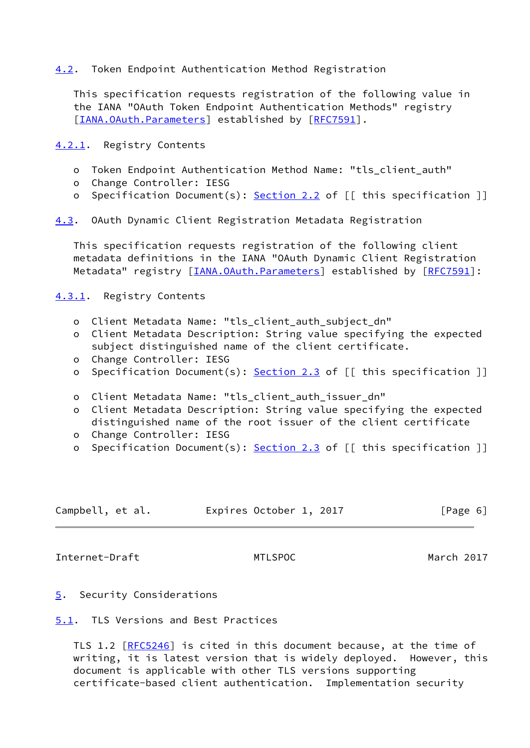## 4.2. Token Endpoint Authentication Method Registration

This specification requests registration of the following value in the IANA "OAuth Token Endpoint Authentication Methods" registry [IANA.OAuth.Parameters] established by [RFC7591].

### 4.2.1. Registry Contents

- Token Endpoint Authentication Method Name: "tls_client_auth"
- Change Controller: IESG
- Specification Document(s): Section 2.2 of [[ this specification ]]

## 4.3. OAuth Dynamic Client Registration Metadata Registration

This specification requests registration of the following client metadata definitions in the IANA "OAuth Dynamic Client Registration Metadata" registry [IANA.OAuth.Parameters] established by [RFC7591]:

### 4.3.1. Registry Contents

- Client Metadata Name: "tls_client_auth_subject_dn"
- Client Metadata Description: String value specifying the expected subject distinguished name of the client certificate.
- Change Controller: IESG
- Specification Document(s): Section 2.3 of [[ this specification ]]

- Client Metadata Name: "tls_client_auth_issuer_dn"
- Client Metadata Description: String value specifying the expected distinguished name of the root issuer of the client certificate
- Change Controller: IESG
- Specification Document(s): Section 2.3 of [[ this specification ]]

# 5. Security Considerations

## 5.1. TLS Versions and Best Practices

TLS 1.2 [RFC5246] is cited in this document because, at the time of writing, it is latest version that is widely deployed. However, this document is applicable with other TLS versions supporting certificate-based client authentication. Implementation security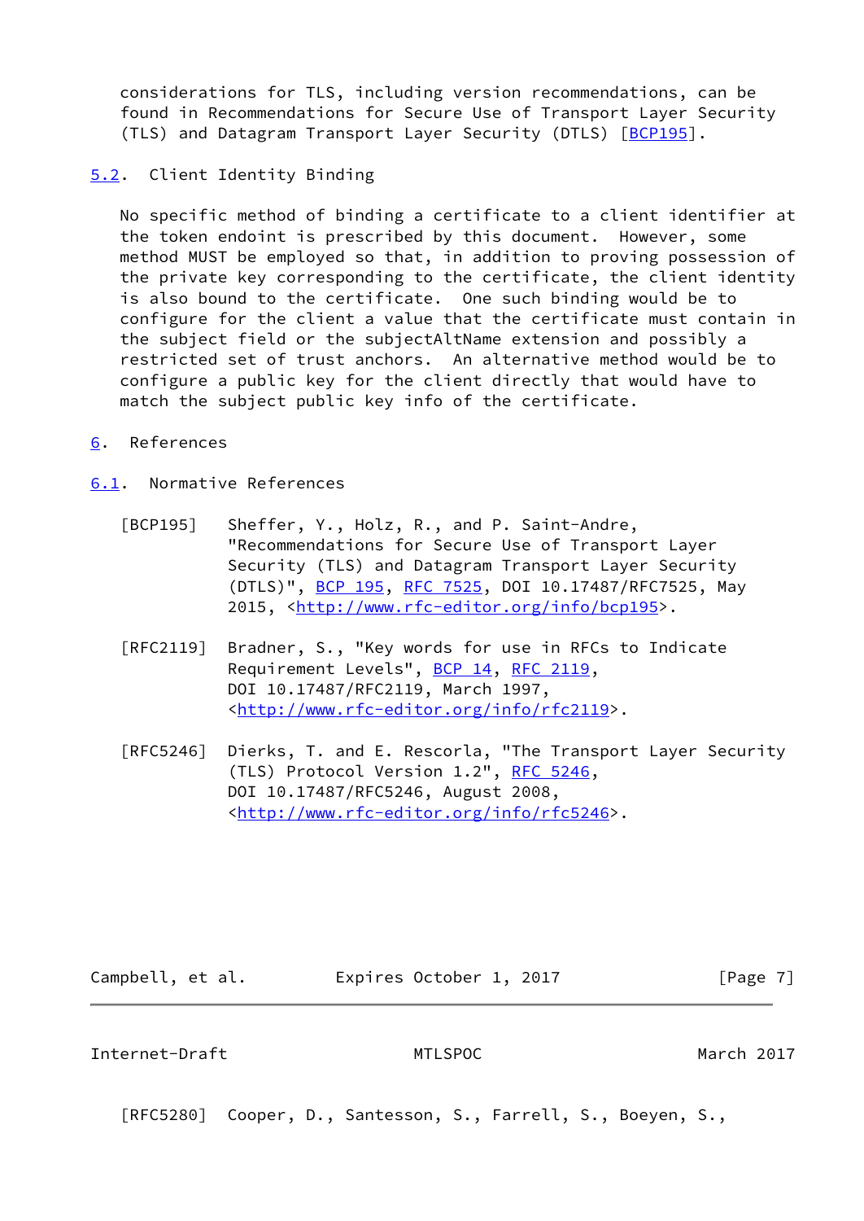considerations for TLS, including version recommendations, can be found in Recommendations for Secure Use of Transport Layer Security (TLS) and Datagram Transport Layer Security (DTLS) [BCP195].

### 5.2. Client Identity Binding

No specific method of binding a certificate to a client identifier at the token endoint is prescribed by this document. However, some method MUST be employed so that, in addition to proving possession of the private key corresponding to the certificate, the client identity is also bound to the certificate. One such binding would be to configure for the client a value that the certificate must contain in the subject field or the subjectAltName extension and possibly a restricted set of trust anchors. An alternative method would be to configure a public key for the client directly that would have to match the subject public key info of the certificate.

## 6. References

### 6.1. Normative References

[BCP195] Sheffer, Y., Holz, R., and P. Saint-Andre, "Recommendations for Secure Use of Transport Layer Security (TLS) and Datagram Transport Layer Security (DTLS)", BCP 195, RFC 7525, DOI 10.17487/RFC7525, May 2015, <http://www.rfc-editor.org/info/bcp195>.

[RFC2119] Bradner, S., "Key words for use in RFCs to Indicate Requirement Levels", BCP 14, RFC 2119, DOI 10.17487/RFC2119, March 1997, <http://www.rfc-editor.org/info/rfc2119>.

[RFC5246] Dierks, T. and E. Rescorla, "The Transport Layer Security (TLS) Protocol Version 1.2", RFC 5246, DOI 10.17487/RFC5246, August 2008, <http://www.rfc-editor.org/info/rfc5246>.

[RFC5280] Cooper, D., Santesson, S., Farrell, S., Boeyen, S.,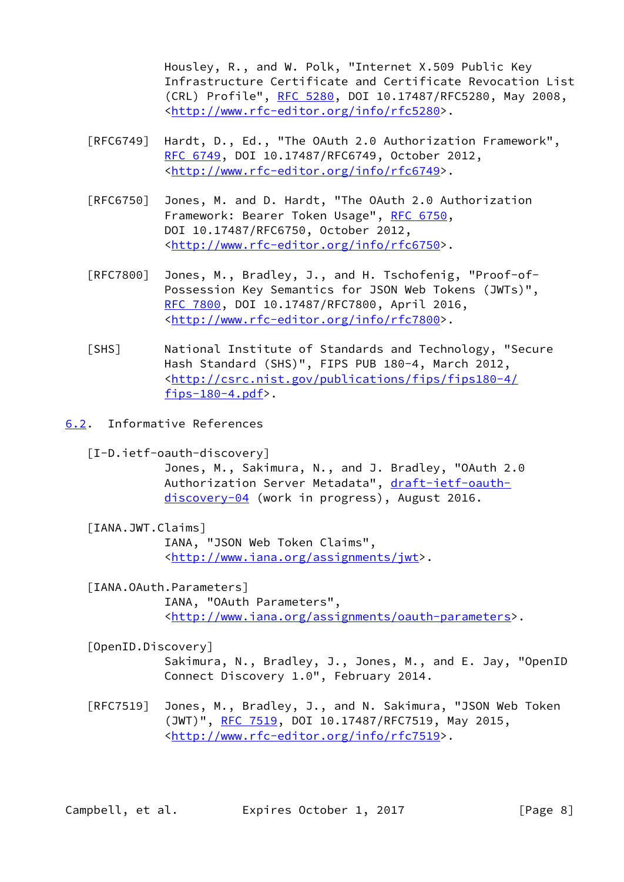Housley, R., and W. Polk, "Internet X.509 Public Key Infrastructure Certificate and Certificate Revocation List (CRL) Profile", RFC 5280, DOI 10.17487/RFC5280, May 2008, <http://www.rfc-editor.org/info/rfc5280>.

[RFC6749] Hardt, D., Ed., "The OAuth 2.0 Authorization Framework", RFC 6749, DOI 10.17487/RFC6749, October 2012, <http://www.rfc-editor.org/info/rfc6749>.

[RFC6750] Jones, M. and D. Hardt, "The OAuth 2.0 Authorization Framework: Bearer Token Usage", RFC 6750, DOI 10.17487/RFC6750, October 2012, <http://www.rfc-editor.org/info/rfc6750>.

[RFC7800] Jones, M., Bradley, J., and H. Tschofenig, "Proof-of-Possession Key Semantics for JSON Web Tokens (JWTs)", RFC 7800, DOI 10.17487/RFC7800, April 2016, <http://www.rfc-editor.org/info/rfc7800>.

[SHS] National Institute of Standards and Technology, "Secure Hash Standard (SHS)", FIPS PUB 180-4, March 2012, <http://csrc.nist.gov/publications/fips/fips180-4/fips-180-4.pdf>.

## 6.2. Informative References

[I-D.ietf-oauth-discovery] Jones, M., Sakimura, N., and J. Bradley, "OAuth 2.0 Authorization Server Metadata", draft-ietf-oauth-discovery-04 (work in progress), August 2016.

[IANA.JWT.Claims] IANA, "JSON Web Token Claims", <http://www.iana.org/assignments/jwt>.

[IANA.OAuth.Parameters] IANA, "OAuth Parameters", <http://www.iana.org/assignments/oauth-parameters>.

[OpenID.Discovery] Sakimura, N., Bradley, J., Jones, M., and E. Jay, "OpenID Connect Discovery 1.0", February 2014.

[RFC7519] Jones, M., Bradley, J., and N. Sakimura, "JSON Web Token (JWT)", RFC 7519, DOI 10.17487/RFC7519, May 2015, <http://www.rfc-editor.org/info/rfc7519>.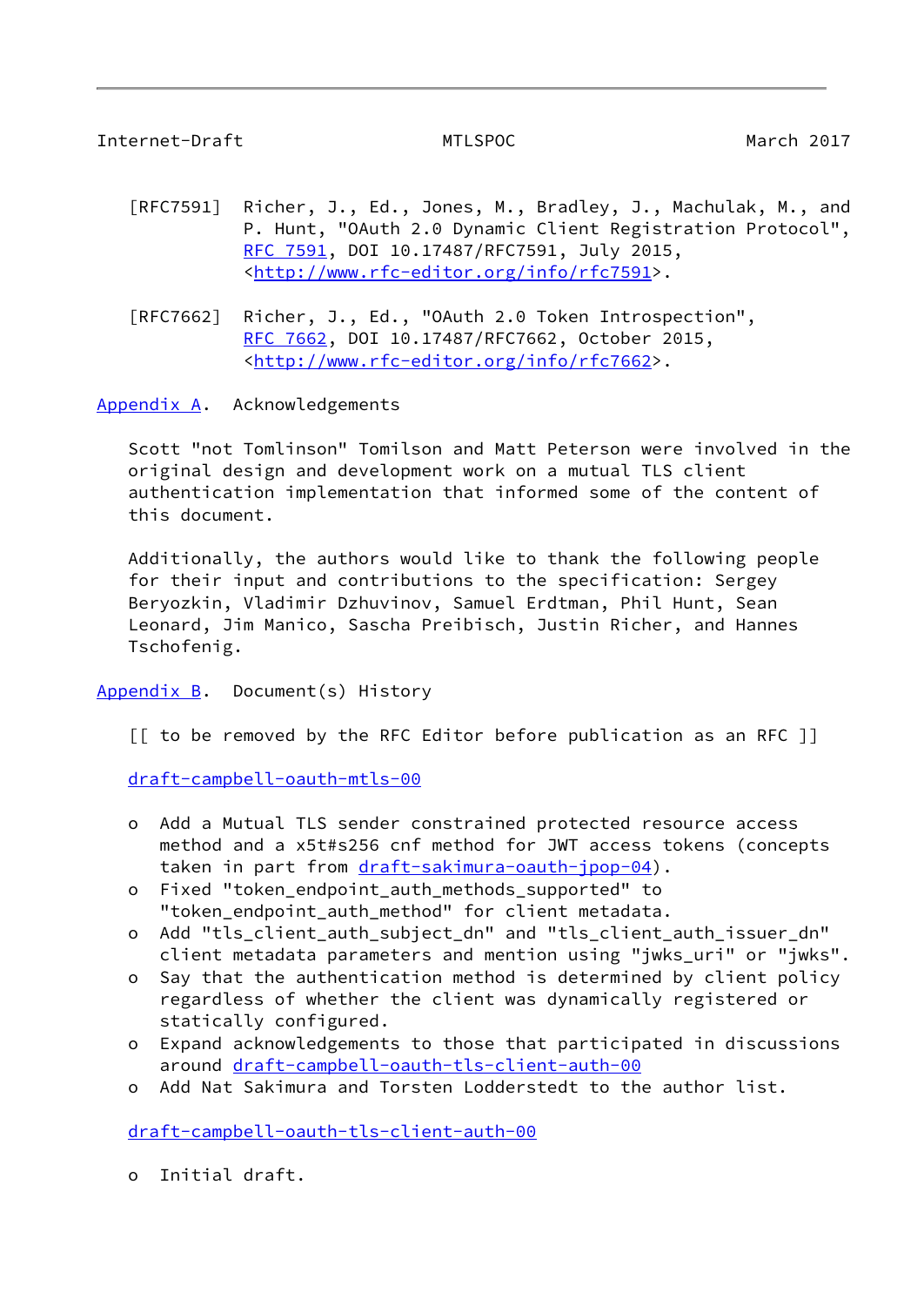[RFC7591] Richer, J., Ed., Jones, M., Bradley, J., Machulak, M., and P. Hunt, "OAuth 2.0 Dynamic Client Registration Protocol", RFC 7591, DOI 10.17487/RFC7591, July 2015, <http://www.rfc-editor.org/info/rfc7591>.

[RFC7662] Richer, J., Ed., "OAuth 2.0 Token Introspection", RFC 7662, DOI 10.17487/RFC7662, October 2015, <http://www.rfc-editor.org/info/rfc7662>.

## Appendix A. Acknowledgements

Scott "not Tomlinson" Tomilson and Matt Peterson were involved in the original design and development work on a mutual TLS client authentication implementation that informed some of the content of this document.

Additionally, the authors would like to thank the following people for their input and contributions to the specification: Sergey Beryozkin, Vladimir Dzhuvinov, Samuel Erdtman, Phil Hunt, Sean Leonard, Jim Manico, Sascha Preibisch, Justin Richer, and Hannes Tschofenig.

## Appendix B. Document(s) History

[[ to be removed by the RFC Editor before publication as an RFC ]]

draft-campbell-oauth-mtls-00

- Add a Mutual TLS sender constrained protected resource access method and a x5t#s256 cnf method for JWT access tokens (concepts taken in part from draft-sakimura-oauth-jpop-04).
- Fixed "token_endpoint_auth_methods_supported" to "token_endpoint_auth_method" for client metadata.
- Add "tls_client_auth_subject_dn" and "tls_client_auth_issuer_dn" client metadata parameters and mention using "jwks_uri" or "jwks".
- Say that the authentication method is determined by client policy regardless of whether the client was dynamically registered or statically configured.
- Expand acknowledgements to those that participated in discussions around draft-campbell-oauth-tls-client-auth-00
- Add Nat Sakimura and Torsten Lodderstedt to the author list.

draft-campbell-oauth-tls-client-auth-00

- Initial draft.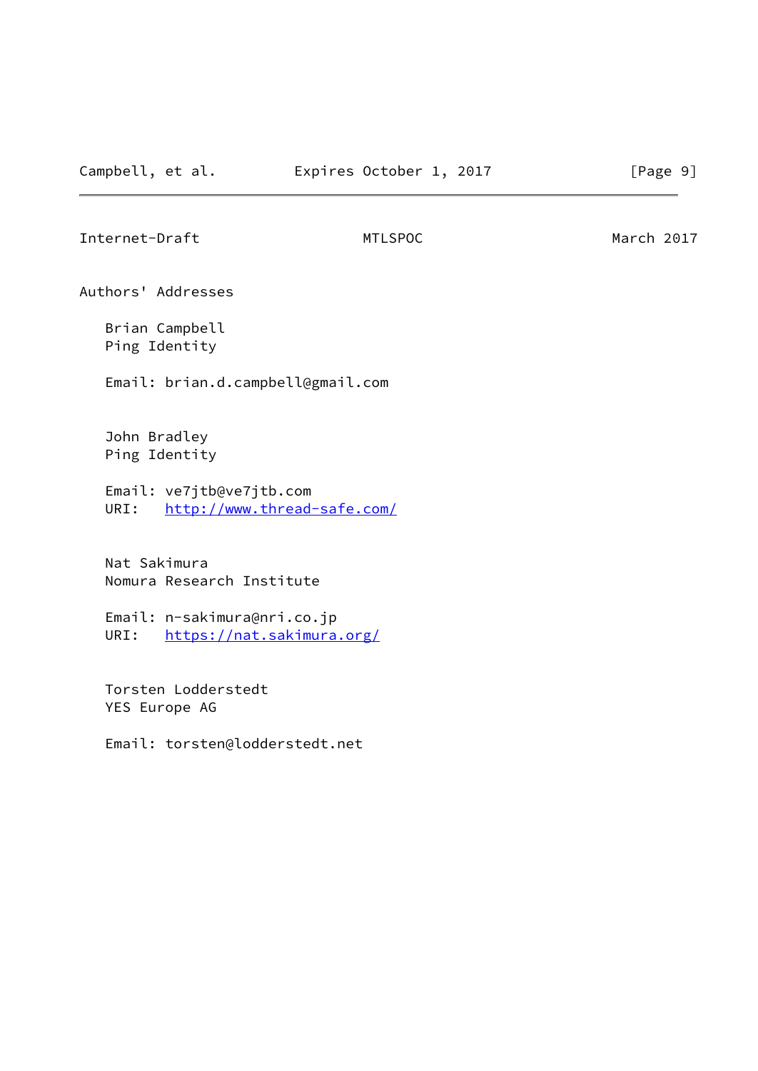## Authors' Addresses

Brian Campbell
Ping Identity

Email: brian.d.campbell@gmail.com

John Bradley
Ping Identity

Email: ve7jtb@ve7jtb.com
URI: http://www.thread-safe.com/

Nat Sakimura
Nomura Research Institute

Email: n-sakimura@nri.co.jp
URI: https://nat.sakimura.org/

Torsten Lodderstedt
YES Europe AG

Email: torsten@lodderstedt.net